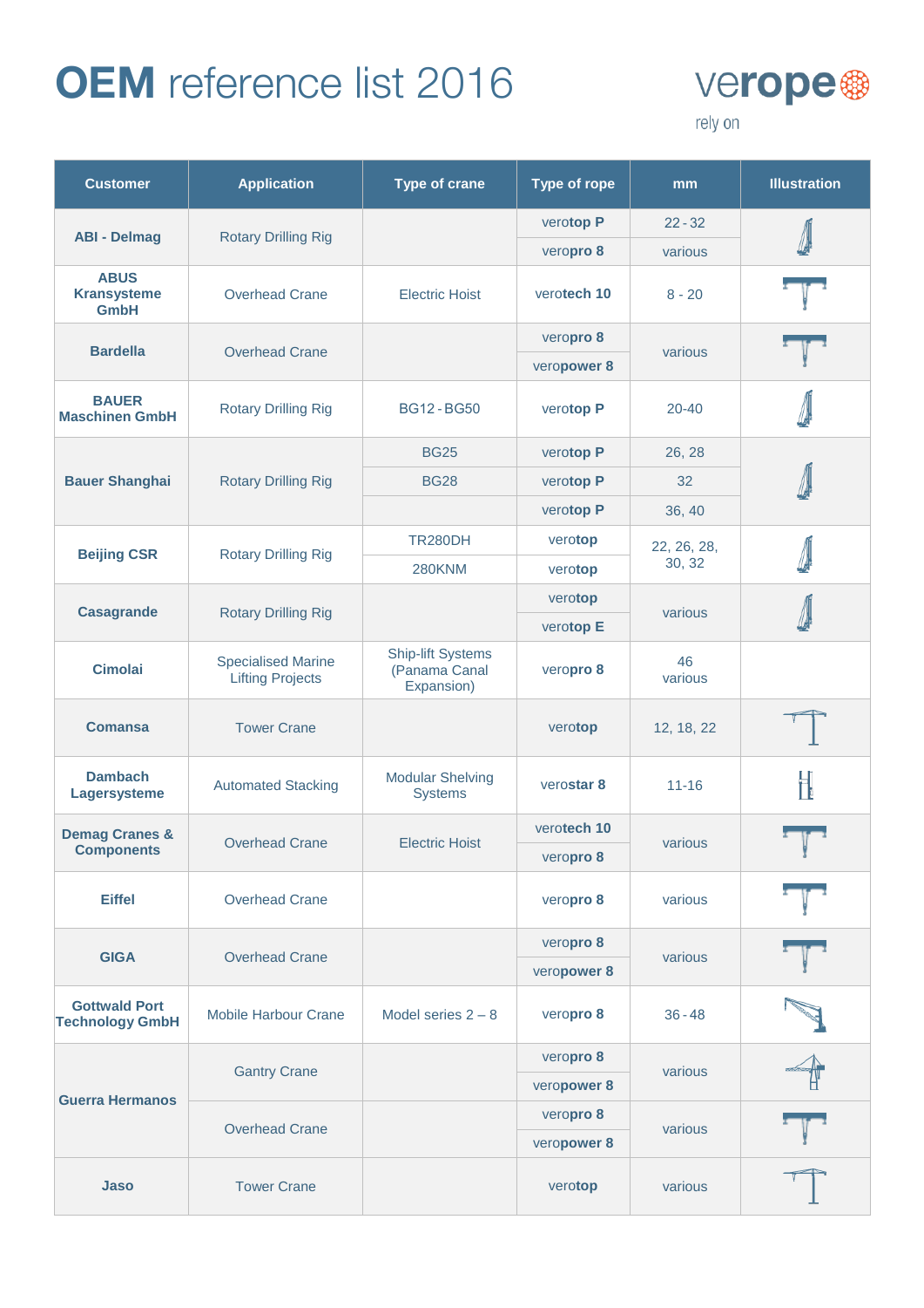# OEM reference list 2016

verope
rely on

| Customer | Application | Type of crane | Type of rope | mm | Illustration |
|---|---|---|---|---|---|
| ABI - Delmag | Rotary Drilling Rig | | verotop P | 22 - 32 | |
| | | | veropro 8 | various | |
| ABUS Kransysteme GmbH | Overhead Crane | Electric Hoist | verotech 10 | 8 - 20 | |
| Bardella | Overhead Crane | | veropro 8 | various | |
| | | | veropower 8 | | |
| BAUER Maschinen GmbH | Rotary Drilling Rig | BG12 - BG50 | verotop P | 20-40 | |
| Bauer Shanghai | Rotary Drilling Rig | BG25 | verotop P | 26, 28 | |
| | | BG28 | verotop P | 32 | |
| | | | verotop P | 36, 40 | |
| Beijing CSR | Rotary Drilling Rig | TR280DH | verotop | 22, 26, 28, 30, 32 | |
| | | 280KNM | verotop | | |
| Casagrande | Rotary Drilling Rig | | verotop | various | |
| | | | verotop E | | |
| Cimolai | Specialised Marine Lifting Projects | Ship-lift Systems (Panama Canal Expansion) | veropro 8 | 46 various | |
| Comansa | Tower Crane | | verotop | 12, 18, 22 | |
| Dambach Lagersysteme | Automated Stacking | Modular Shelving Systems | verostar 8 | 11-16 | |
| Demag Cranes & Components | Overhead Crane | Electric Hoist | verotech 10 | various | |
| | | | veropro 8 | | |
| Eiffel | Overhead Crane | | veropro 8 | various | |
| GIGA | Overhead Crane | | veropro 8 | various | |
| | | | veropower 8 | | |
| Gottwald Port Technology GmbH | Mobile Harbour Crane | Model series 2 – 8 | veropro 8 | 36 - 48 | |
| Guerra Hermanos | Gantry Crane | | veropro 8 | various | |
| | | | veropower 8 | | |
| | Overhead Crane | | veropro 8 | various | |
| | | | veropower 8 | | |
| Jaso | Tower Crane | | verotop | various | |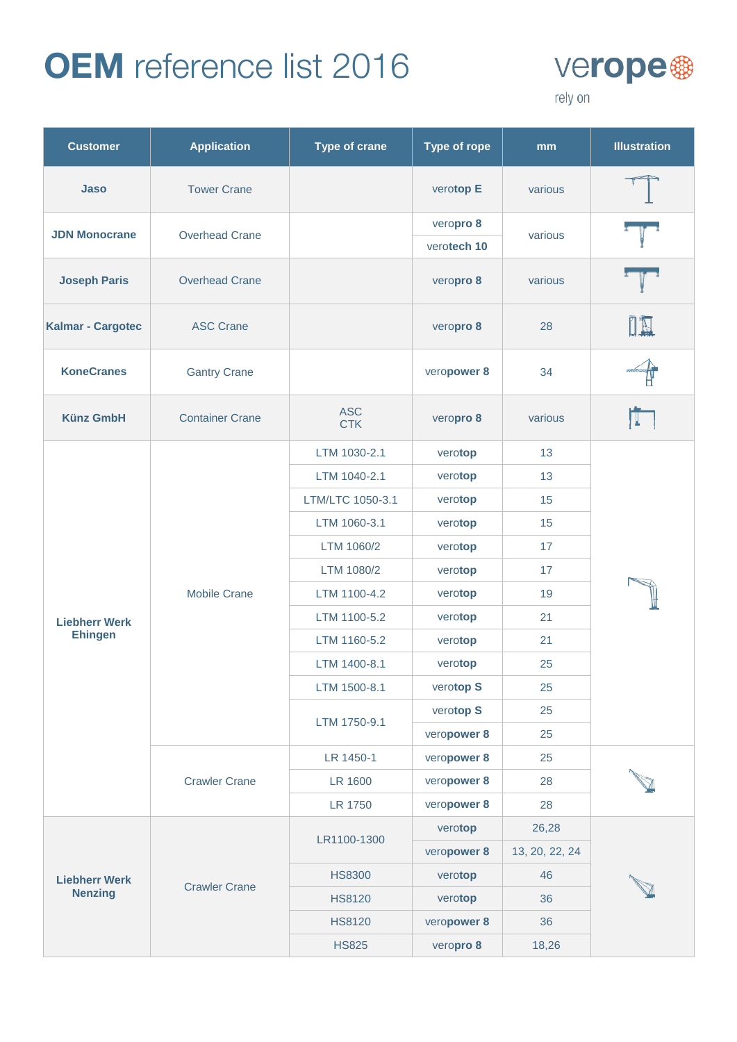# OEM reference list 2016

verope
rely on

| Customer | Application | Type of crane | Type of rope | mm | Illustration |
|---|---|---|---|---|---|
| **Jaso** | Tower Crane | | vero**top E** | various | |
| **JDN Monocrane** | Overhead Crane | | vero**pro 8** | various | |
| | | | vero**tech 10** | | |
| **Joseph Paris** | Overhead Crane | | vero**pro 8** | various | |
| **Kalmar - Cargotec** | ASC Crane | | vero**pro 8** | 28 | |
| **KoneCranes** | Gantry Crane | | vero**power 8** | 34 | |
| **Künz GmbH** | Container Crane | ASC CTK | vero**pro 8** | various | |
| **Liebherr Werk Ehingen** | Mobile Crane | LTM 1030-2.1 | vero**top** | 13 | |
| | | LTM 1040-2.1 | vero**top** | 13 | |
| | | LTM/LTC 1050-3.1 | vero**top** | 15 | |
| | | LTM 1060-3.1 | vero**top** | 15 | |
| | | LTM 1060/2 | vero**top** | 17 | |
| | | LTM 1080/2 | vero**top** | 17 | |
| | | LTM 1100-4.2 | vero**top** | 19 | |
| | | LTM 1100-5.2 | vero**top** | 21 | |
| | | LTM 1160-5.2 | vero**top** | 21 | |
| | | LTM 1400-8.1 | vero**top** | 25 | |
| | | LTM 1500-8.1 | vero**top S** | 25 | |
| | | LTM 1750-9.1 | vero**top S** | 25 | |
| | | | vero**power 8** | 25 | |
| | Crawler Crane | LR 1450-1 | vero**power 8** | 25 | |
| | | LR 1600 | vero**power 8** | 28 | |
| | | LR 1750 | vero**power 8** | 28 | |
| **Liebherr Werk Nenzing** | Crawler Crane | LR1100-1300 | vero**top** | 26,28 | |
| | | | vero**power 8** | 13, 20, 22, 24 | |
| | | HS8300 | vero**top** | 46 | |
| | | HS8120 | vero**top** | 36 | |
| | | HS8120 | vero**power 8** | 36 | |
| | | HS825 | vero**pro 8** | 18,26 | |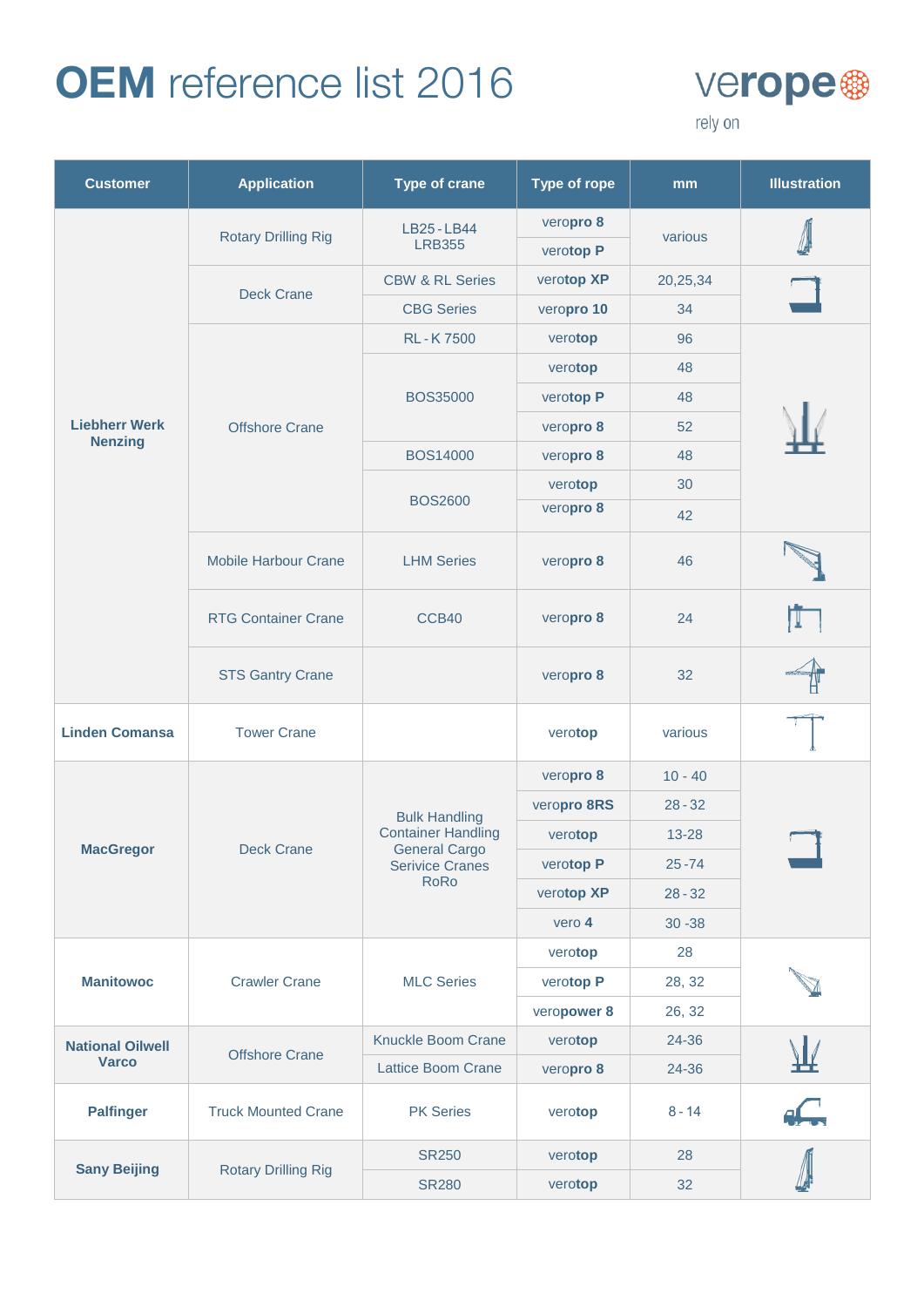# OEM reference list 2016

verope
rely on

| Customer | Application | Type of crane | Type of rope | mm | Illustration |
|---|---|---|---|---|---|
| Liebherr Werk Nenzing | Rotary Drilling Rig | LB25 - LB44 LRB355 | veropro 8 | various | |
| | | | verotop P | | |
| | Deck Crane | CBW & RL Series | verotop XP | 20,25,34 | |
| | | CBG Series | veropro 10 | 34 | |
| | Offshore Crane | RL - K 7500 | verotop | 96 | |
| | | BOS35000 | verotop | 48 | |
| | | | verotop P | 48 | |
| | | | veropro 8 | 52 | |
| | | BOS14000 | veropro 8 | 48 | |
| | | BOS2600 | verotop | 30 | |
| | | | veropro 8 | 42 | |
| | Mobile Harbour Crane | LHM Series | veropro 8 | 46 | |
| | RTG Container Crane | CCB40 | veropro 8 | 24 | |
| | STS Gantry Crane | | veropro 8 | 32 | |
| Linden Comansa | Tower Crane | | verotop | various | |
| MacGregor | Deck Crane | Bulk Handling Container Handling General Cargo Serivice Cranes RoRo | veropro 8 | 10 - 40 | |
| | | | veropro 8RS | 28 - 32 | |
| | | | verotop | 13-28 | |
| | | | verotop P | 25 -74 | |
| | | | verotop XP | 28 - 32 | |
| | | | vero 4 | 30 -38 | |
| Manitowoc | Crawler Crane | MLC Series | verotop | 28 | |
| | | | verotop P | 28, 32 | |
| | | | veropower 8 | 26, 32 | |
| National Oilwell Varco | Offshore Crane | Knuckle Boom Crane | verotop | 24-36 | |
| | | Lattice Boom Crane | veropro 8 | 24-36 | |
| Palfinger | Truck Mounted Crane | PK Series | verotop | 8 - 14 | |
| Sany Beijing | Rotary Drilling Rig | SR250 | verotop | 28 | |
| | | SR280 | verotop | 32 | |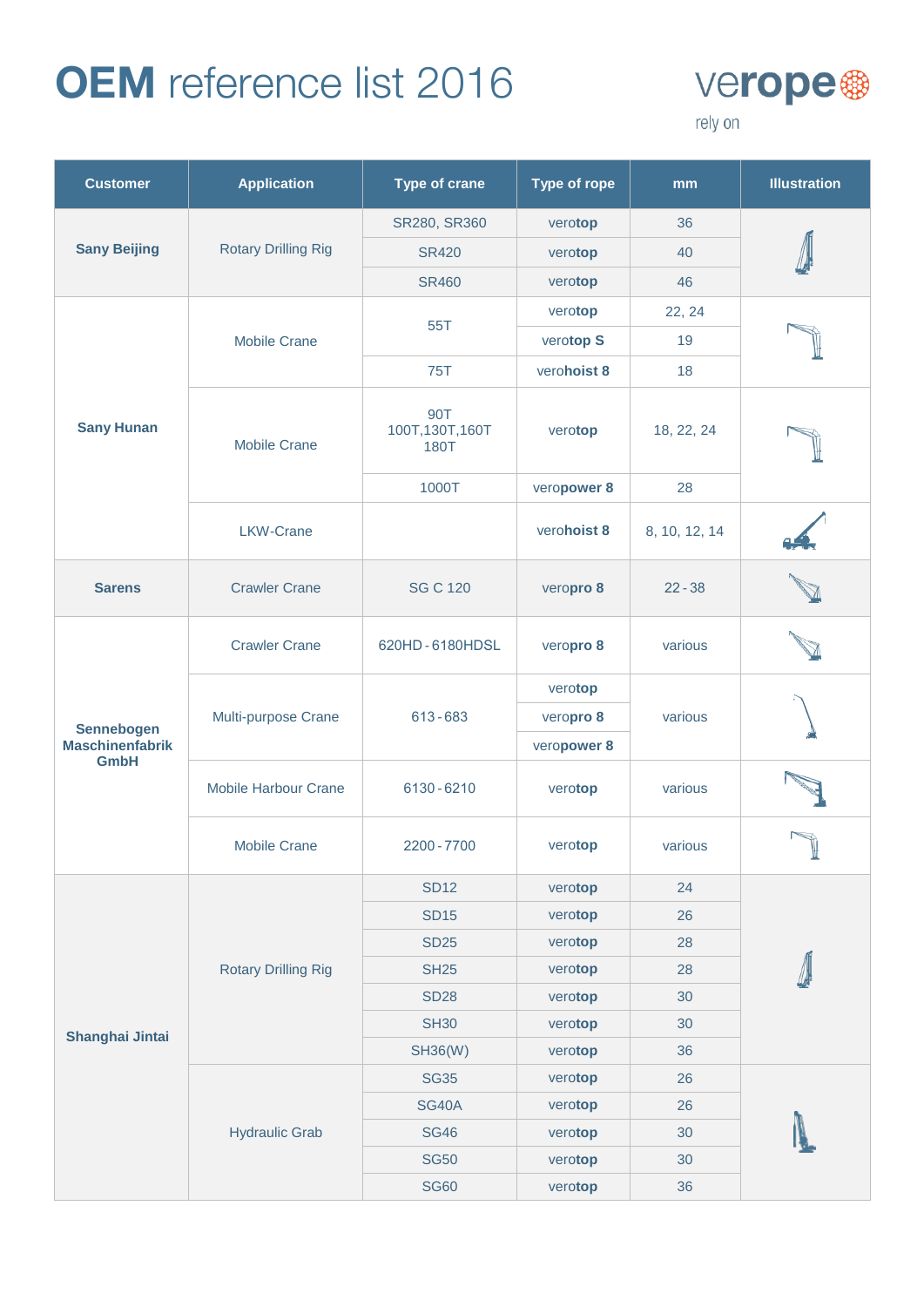# OEM reference list 2016

verope
rely on

| Customer | Application | Type of crane | Type of rope | mm | Illustration |
|---|---|---|---|---|---|
| Sany Beijing | Rotary Drilling Rig | SR280, SR360 | verotop | 36 | |
| | | SR420 | verotop | 40 | |
| | | SR460 | verotop | 46 | |
| Sany Hunan | Mobile Crane | 55T | verotop | 22, 24 | |
| | | | verotop S | 19 | |
| | | 75T | verohoist 8 | 18 | |
| | Mobile Crane | 90T 100T,130T,160T 180T | verotop | 18, 22, 24 | |
| | | 1000T | veropower 8 | 28 | |
| | LKW-Crane | | verohoist 8 | 8, 10, 12, 14 | |
| Sarens | Crawler Crane | SG C 120 | veropro 8 | 22 - 38 | |
| Sennebogen Maschinenfabrik GmbH | Crawler Crane | 620HD - 6180HDSL | veropro 8 | various | |
| | Multi-purpose Crane | 613 - 683 | verotop | various | |
| | | | veropro 8 | | |
| | | | veropower 8 | | |
| | Mobile Harbour Crane | 6130 - 6210 | verotop | various | |
| | Mobile Crane | 2200 - 7700 | verotop | various | |
| Shanghai Jintai | Rotary Drilling Rig | SD12 | verotop | 24 | |
| | | SD15 | verotop | 26 | |
| | | SD25 | verotop | 28 | |
| | | SH25 | verotop | 28 | |
| | | SD28 | verotop | 30 | |
| | | SH30 | verotop | 30 | |
| | | SH36(W) | verotop | 36 | |
| | Hydraulic Grab | SG35 | verotop | 26 | |
| | | SG40A | verotop | 26 | |
| | | SG46 | verotop | 30 | |
| | | SG50 | verotop | 30 | |
| | | SG60 | verotop | 36 | |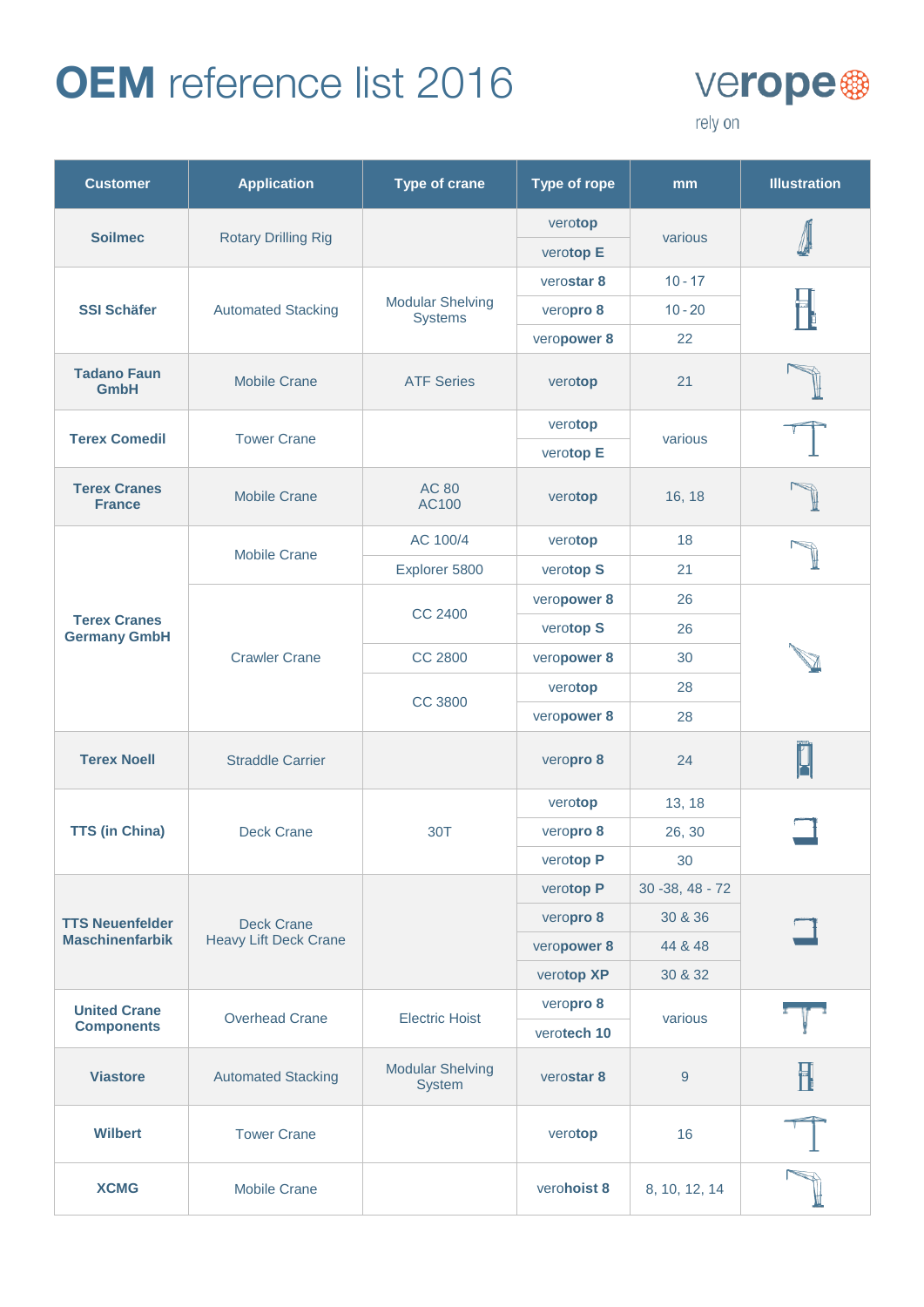# OEM reference list 2016

verope
rely on

| Customer | Application | Type of crane | Type of rope | mm | Illustration |
|---|---|---|---|---|---|
| Soilmec | Rotary Drilling Rig | | verotop | various | |
| | | | verotop E | | |
| SSI Schäfer | Automated Stacking | Modular Shelving Systems | verostar 8 | 10 - 17 | |
| | | | veropro 8 | 10 - 20 | |
| | | | veropower 8 | 22 | |
| Tadano Faun GmbH | Mobile Crane | ATF Series | verotop | 21 | |
| Terex Comedil | Tower Crane | | verotop | various | |
| | | | verotop E | | |
| Terex Cranes France | Mobile Crane | AC 80<br>AC100 | verotop | 16, 18 | |
| Terex Cranes Germany GmbH | Mobile Crane | AC 100/4 | verotop | 18 | |
| | | Explorer 5800 | verotop S | 21 | |
| | Crawler Crane | CC 2400 | veropower 8 | 26 | |
| | | | verotop S | 26 | |
| | | CC 2800 | veropower 8 | 30 | |
| | | CC 3800 | verotop | 28 | |
| | | | veropower 8 | 28 | |
| Terex Noell | Straddle Carrier | | veropro 8 | 24 | |
| TTS (in China) | Deck Crane | 30T | verotop | 13, 18 | |
| | | | veropro 8 | 26, 30 | |
| | | | verotop P | 30 | |
| TTS Neuenfelder Maschinenfabrik | Deck Crane<br>Heavy Lift Deck Crane | | verotop P | 30 -38, 48 - 72 | |
| | | | veropro 8 | 30 & 36 | |
| | | | veropower 8 | 44 & 48 | |
| | | | verotop XP | 30 & 32 | |
| United Crane Components | Overhead Crane | Electric Hoist | veropro 8 | various | |
| | | | verotech 10 | | |
| Viastore | Automated Stacking | Modular Shelving System | verostar 8 | 9 | |
| Wilbert | Tower Crane | | verotop | 16 | |
| XCMG | Mobile Crane | | verohoist 8 | 8, 10, 12, 14 | |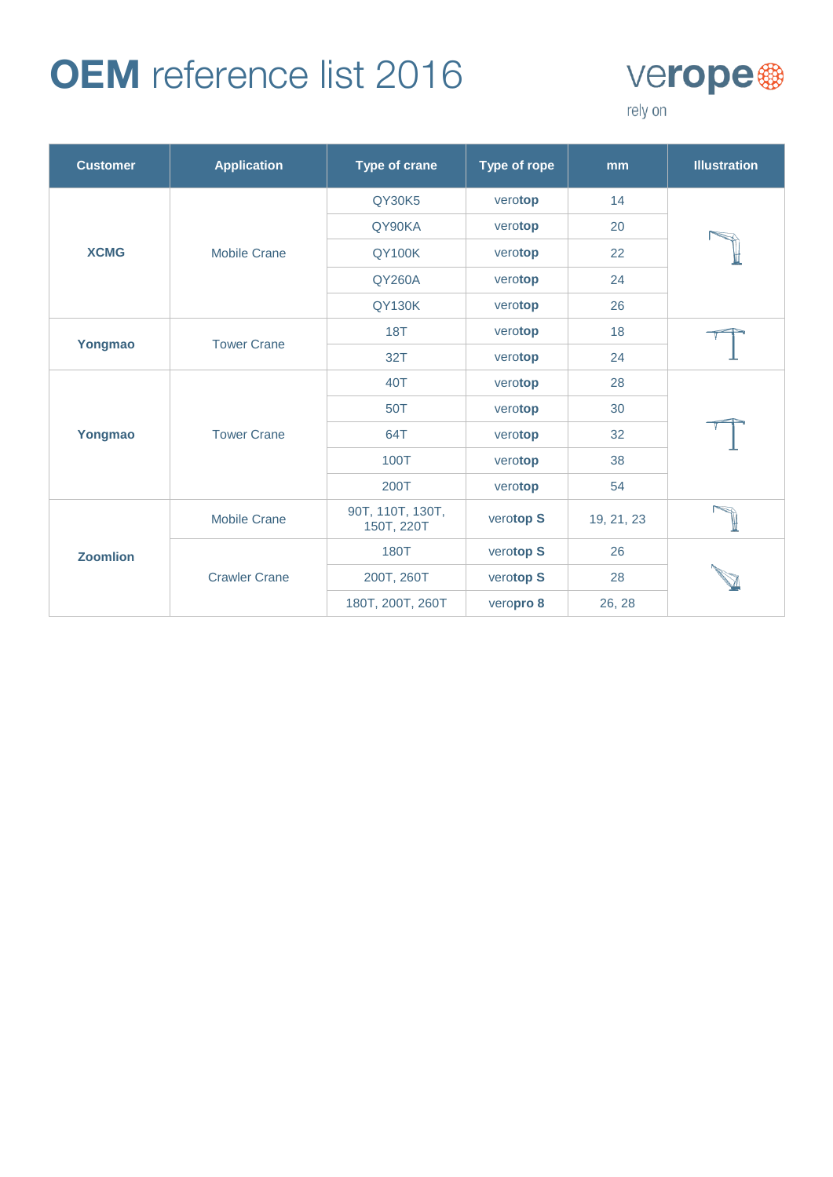# OEM reference list 2016

verope
rely on

| Customer | Application | Type of crane | Type of rope | mm | Illustration |
|---|---|---|---|---|---|
| XCMG | Mobile Crane | QY30K5 | verotop | 14 | |
| | | QY90KA | verotop | 20 | |
| | | QY100K | verotop | 22 | |
| | | QY260A | verotop | 24 | |
| | | QY130K | verotop | 26 | |
| Yongmao | Tower Crane | 18T | verotop | 18 | |
| | | 32T | verotop | 24 | |
| Yongmao | Tower Crane | 40T | verotop | 28 | |
| | | 50T | verotop | 30 | |
| | | 64T | verotop | 32 | |
| | | 100T | verotop | 38 | |
| | | 200T | verotop | 54 | |
| Zoomlion | Mobile Crane | 90T, 110T, 130T, 150T, 220T | verotop S | 19, 21, 23 | |
| | Crawler Crane | 180T | verotop S | 26 | |
| | | 200T, 260T | verotop S | 28 | |
| | | 180T, 200T, 260T | veropro 8 | 26, 28 | |